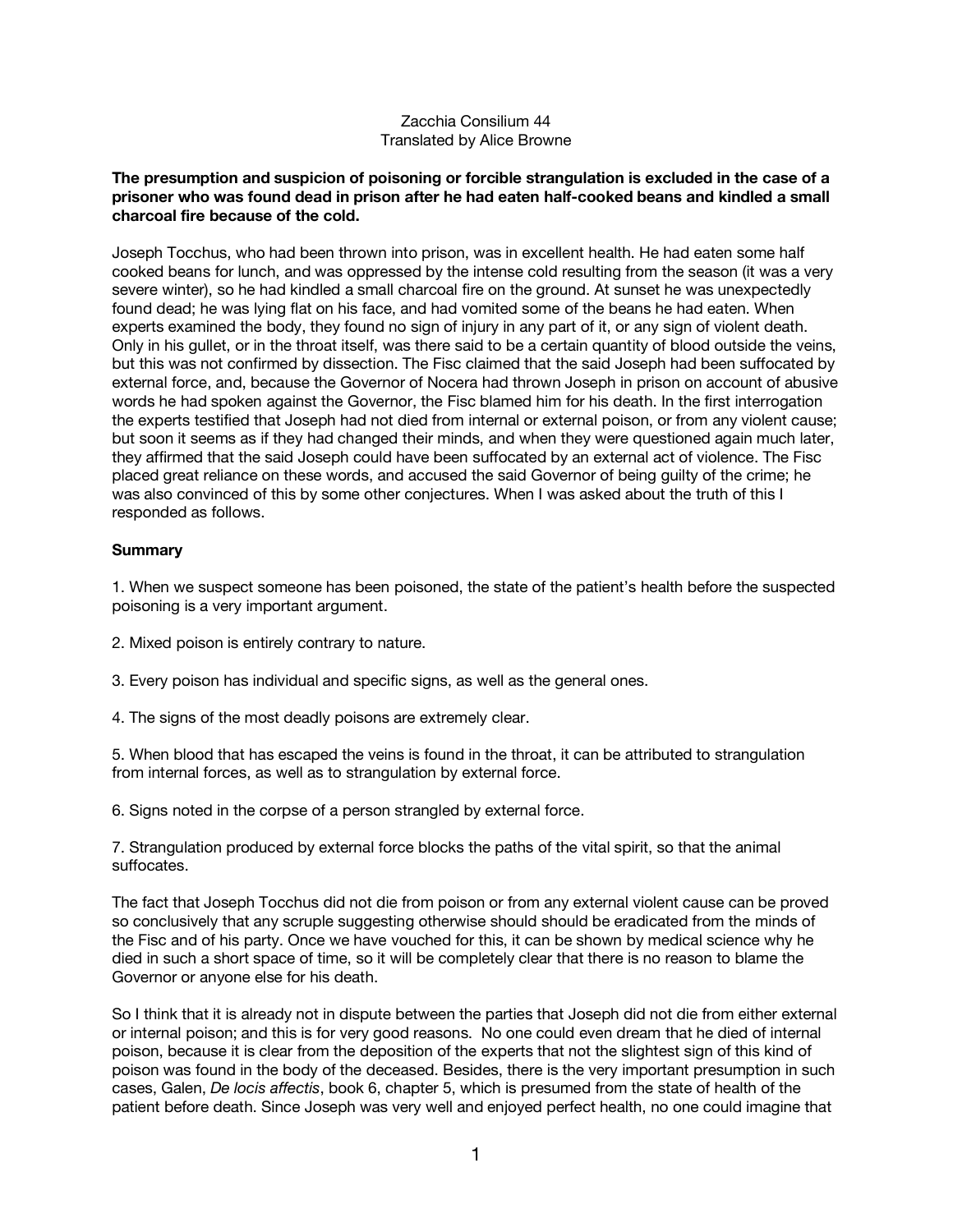Zacchia Consilium 44
Translated by Alice Browne

**The presumption and suspicion of poisoning or forcible strangulation is excluded in the case of a prisoner who was found dead in prison after he had eaten half-cooked beans and kindled a small charcoal fire because of the cold.**

Joseph Tocchus, who had been thrown into prison, was in excellent health. He had eaten some half cooked beans for lunch, and was oppressed by the intense cold resulting from the season (it was a very severe winter), so he had kindled a small charcoal fire on the ground. At sunset he was unexpectedly found dead; he was lying flat on his face, and had vomited some of the beans he had eaten. When experts examined the body, they found no sign of injury in any part of it, or any sign of violent death. Only in his gullet, or in the throat itself, was there said to be a certain quantity of blood outside the veins, but this was not confirmed by dissection. The Fisc claimed that the said Joseph had been suffocated by external force, and, because the Governor of Nocera had thrown Joseph in prison on account of abusive words he had spoken against the Governor, the Fisc blamed him for his death. In the first interrogation the experts testified that Joseph had not died from internal or external poison, or from any violent cause; but soon it seems as if they had changed their minds, and when they were questioned again much later, they affirmed that the said Joseph could have been suffocated by an external act of violence. The Fisc placed great reliance on these words, and accused the said Governor of being guilty of the crime; he was also convinced of this by some other conjectures. When I was asked about the truth of this I responded as follows.

**Summary**

1. When we suspect someone has been poisoned, the state of the patient's health before the suspected poisoning is a very important argument.

2. Mixed poison is entirely contrary to nature.

3. Every poison has individual and specific signs, as well as the general ones.

4. The signs of the most deadly poisons are extremely clear.

5. When blood that has escaped the veins is found in the throat, it can be attributed to strangulation from internal forces, as well as to strangulation by external force.

6. Signs noted in the corpse of a person strangled by external force.

7. Strangulation produced by external force blocks the paths of the vital spirit, so that the animal suffocates.

The fact that Joseph Tocchus did not die from poison or from any external violent cause can be proved so conclusively that any scruple suggesting otherwise should should be eradicated from the minds of the Fisc and of his party. Once we have vouched for this, it can be shown by medical science why he died in such a short space of time, so it will be completely clear that there is no reason to blame the Governor or anyone else for his death.

So I think that it is already not in dispute between the parties that Joseph did not die from either external or internal poison; and this is for very good reasons. No one could even dream that he died of internal poison, because it is clear from the deposition of the experts that not the slightest sign of this kind of poison was found in the body of the deceased. Besides, there is the very important presumption in such cases, Galen, *De locis affectis*, book 6, chapter 5, which is presumed from the state of health of the patient before death. Since Joseph was very well and enjoyed perfect health, no one could imagine that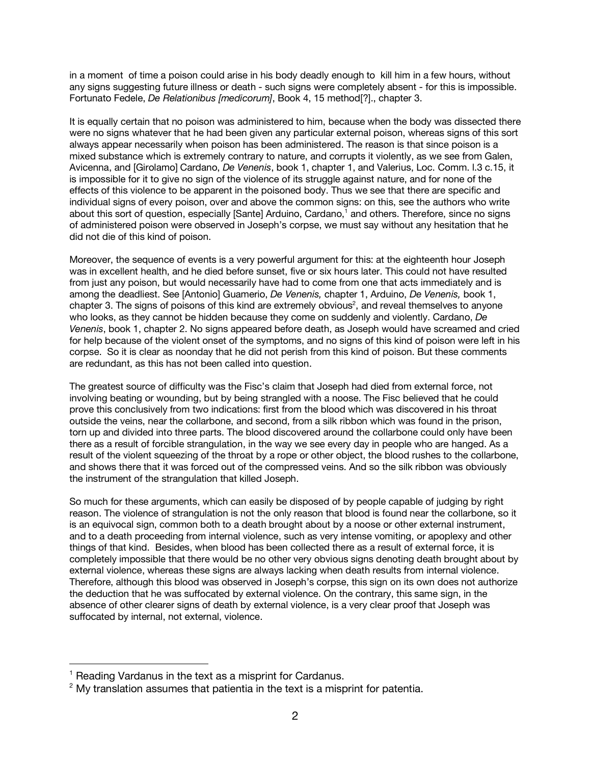in a moment of time a poison could arise in his body deadly enough to kill him in a few hours, without any signs suggesting future illness or death - such signs were completely absent - for this is impossible. Fortunato Fedele, *De Relationibus [medicorum]*, Book 4, 15 method[?]., chapter 3.

It is equally certain that no poison was administered to him, because when the body was dissected there were no signs whatever that he had been given any particular external poison, whereas signs of this sort always appear necessarily when poison has been administered. The reason is that since poison is a mixed substance which is extremely contrary to nature, and corrupts it violently, as we see from Galen, Avicenna, and [Girolamo] Cardano, *De Venenis*, book 1, chapter 1, and Valerius, Loc. Comm. l.3 c.15, it is impossible for it to give no sign of the violence of its struggle against nature, and for none of the effects of this violence to be apparent in the poisoned body. Thus we see that there are specific and individual signs of every poison, over and above the common signs: on this, see the authors who write about this sort of question, especially [Sante] Arduino, Cardano,[1] and others. Therefore, since no signs of administered poison were observed in Joseph's corpse, we must say without any hesitation that he did not die of this kind of poison.

Moreover, the sequence of events is a very powerful argument for this: at the eighteenth hour Joseph was in excellent health, and he died before sunset, five or six hours later. This could not have resulted from just any poison, but would necessarily have had to come from one that acts immediately and is among the deadliest. See [Antonio] Guamerio, *De Venenis,* chapter 1, Arduino, *De Venenis,* book 1, chapter 3. The signs of poisons of this kind are extremely obvious[2], and reveal themselves to anyone who looks, as they cannot be hidden because they come on suddenly and violently. Cardano, *De Venenis*, book 1, chapter 2. No signs appeared before death, as Joseph would have screamed and cried for help because of the violent onset of the symptoms, and no signs of this kind of poison were left in his corpse. So it is clear as noonday that he did not perish from this kind of poison. But these comments are redundant, as this has not been called into question.

The greatest source of difficulty was the Fisc's claim that Joseph had died from external force, not involving beating or wounding, but by being strangled with a noose. The Fisc believed that he could prove this conclusively from two indications: first from the blood which was discovered in his throat outside the veins, near the collarbone, and second, from a silk ribbon which was found in the prison, torn up and divided into three parts. The blood discovered around the collarbone could only have been there as a result of forcible strangulation, in the way we see every day in people who are hanged. As a result of the violent squeezing of the throat by a rope or other object, the blood rushes to the collarbone, and shows there that it was forced out of the compressed veins. And so the silk ribbon was obviously the instrument of the strangulation that killed Joseph.

So much for these arguments, which can easily be disposed of by people capable of judging by right reason. The violence of strangulation is not the only reason that blood is found near the collarbone, so it is an equivocal sign, common both to a death brought about by a noose or other external instrument, and to a death proceeding from internal violence, such as very intense vomiting, or apoplexy and other things of that kind. Besides, when blood has been collected there as a result of external force, it is completely impossible that there would be no other very obvious signs denoting death brought about by external violence, whereas these signs are always lacking when death results from internal violence. Therefore, although this blood was observed in Joseph's corpse, this sign on its own does not authorize the deduction that he was suffocated by external violence. On the contrary, this same sign, in the absence of other clearer signs of death by external violence, is a very clear proof that Joseph was suffocated by internal, not external, violence.

---

[1] Reading Vardanus in the text as a misprint for Cardanus.

[2] My translation assumes that patientia in the text is a misprint for patentia.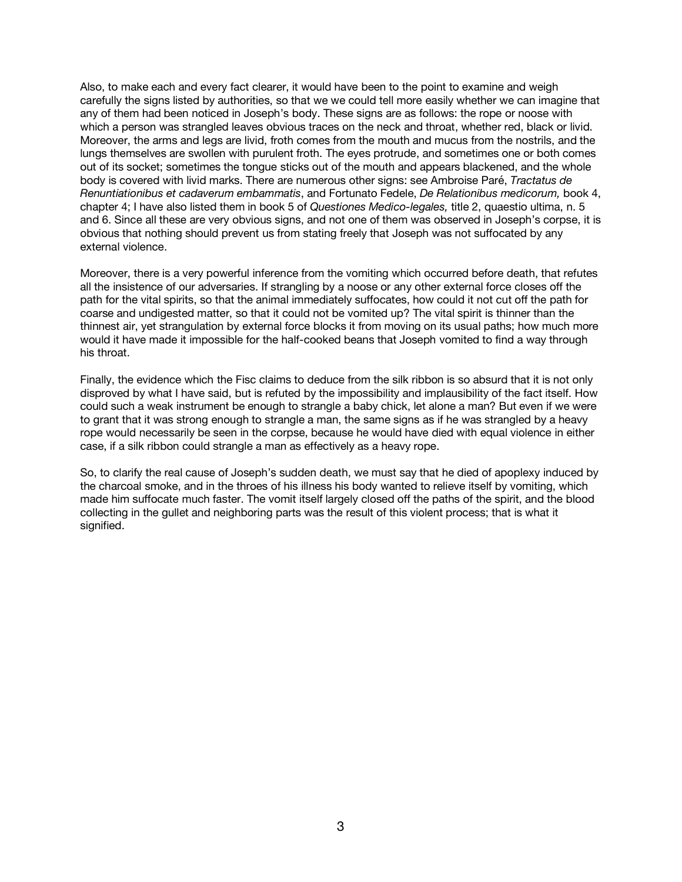Also, to make each and every fact clearer, it would have been to the point to examine and weigh carefully the signs listed by authorities, so that we we could tell more easily whether we can imagine that any of them had been noticed in Joseph's body. These signs are as follows: the rope or noose with which a person was strangled leaves obvious traces on the neck and throat, whether red, black or livid. Moreover, the arms and legs are livid, froth comes from the mouth and mucus from the nostrils, and the lungs themselves are swollen with purulent froth. The eyes protrude, and sometimes one or both comes out of its socket; sometimes the tongue sticks out of the mouth and appears blackened, and the whole body is covered with livid marks. There are numerous other signs: see Ambroise Paré, *Tractatus de Renuntiationibus et cadaverum embammatis*, and Fortunato Fedele, *De Relationibus medicorum,* book 4, chapter 4; I have also listed them in book 5 of *Questiones Medico-legales,* title 2, quaestio ultima, n. 5 and 6. Since all these are very obvious signs, and not one of them was observed in Joseph's corpse, it is obvious that nothing should prevent us from stating freely that Joseph was not suffocated by any external violence.

Moreover, there is a very powerful inference from the vomiting which occurred before death, that refutes all the insistence of our adversaries. If strangling by a noose or any other external force closes off the path for the vital spirits, so that the animal immediately suffocates, how could it not cut off the path for coarse and undigested matter, so that it could not be vomited up? The vital spirit is thinner than the thinnest air, yet strangulation by external force blocks it from moving on its usual paths; how much more would it have made it impossible for the half-cooked beans that Joseph vomited to find a way through his throat.

Finally, the evidence which the Fisc claims to deduce from the silk ribbon is so absurd that it is not only disproved by what I have said, but is refuted by the impossibility and implausibility of the fact itself. How could such a weak instrument be enough to strangle a baby chick, let alone a man? But even if we were to grant that it was strong enough to strangle a man, the same signs as if he was strangled by a heavy rope would necessarily be seen in the corpse, because he would have died with equal violence in either case, if a silk ribbon could strangle a man as effectively as a heavy rope.

So, to clarify the real cause of Joseph's sudden death, we must say that he died of apoplexy induced by the charcoal smoke, and in the throes of his illness his body wanted to relieve itself by vomiting, which made him suffocate much faster. The vomit itself largely closed off the paths of the spirit, and the blood collecting in the gullet and neighboring parts was the result of this violent process; that is what it signified.